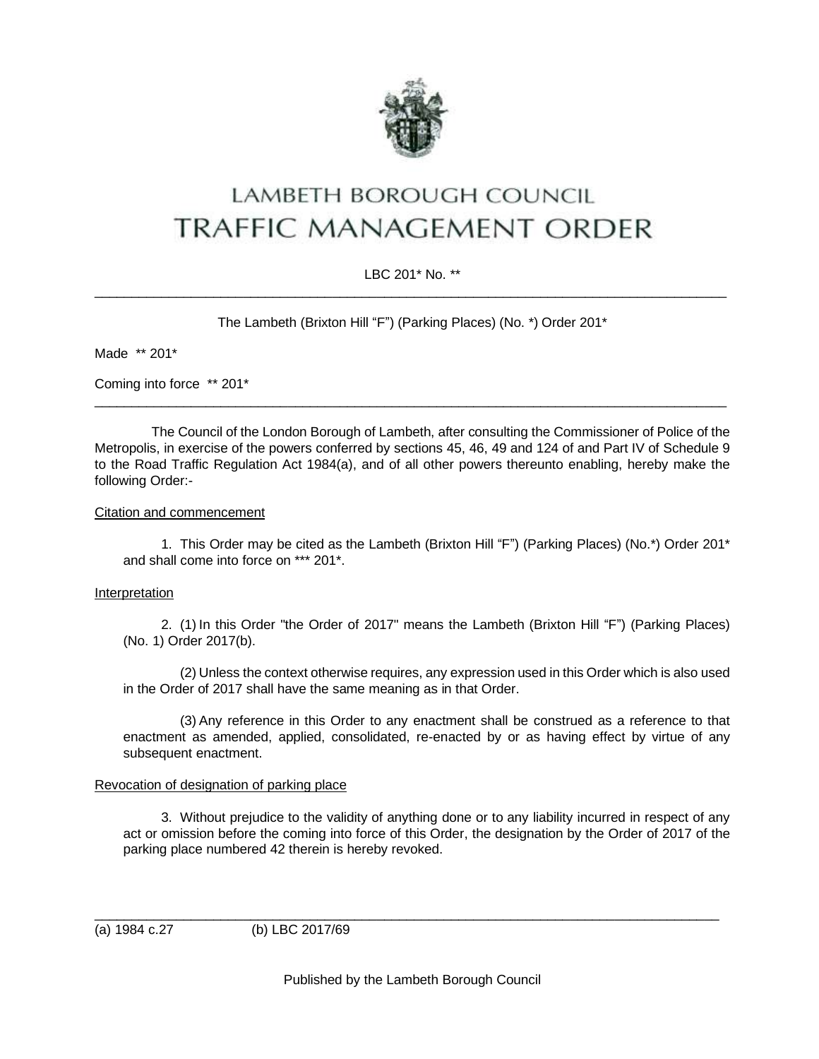# LAMBETH BOROUGH COUNCIL
# TRAFFIC MANAGEMENT ORDER

LBC 201* No. **

---

The Lambeth (Brixton Hill "F") (Parking Places) (No. *) Order 201*

Made ** 201*

Coming into force ** 201*

---

The Council of the London Borough of Lambeth, after consulting the Commissioner of Police of the Metropolis, in exercise of the powers conferred by sections 45, 46, 49 and 124 of and Part IV of Schedule 9 to the Road Traffic Regulation Act 1984(a), and of all other powers thereunto enabling, hereby make the following Order:-

<u>Citation and commencement</u>

1. This Order may be cited as the Lambeth (Brixton Hill "F") (Parking Places) (No.*) Order 201* and shall come into force on *** 201*.

<u>Interpretation</u>

2. (1) In this Order "the Order of 2017" means the Lambeth (Brixton Hill "F") (Parking Places) (No. 1) Order 2017(b).

(2) Unless the context otherwise requires, any expression used in this Order which is also used in the Order of 2017 shall have the same meaning as in that Order.

(3) Any reference in this Order to any enactment shall be construed as a reference to that enactment as amended, applied, consolidated, re-enacted by or as having effect by virtue of any subsequent enactment.

<u>Revocation of designation of parking place</u>

3. Without prejudice to the validity of anything done or to any liability incurred in respect of any act or omission before the coming into force of this Order, the designation by the Order of 2017 of the parking place numbered 42 therein is hereby revoked.

---

(a) 1984 c.27 (b) LBC 2017/69

Published by the Lambeth Borough Council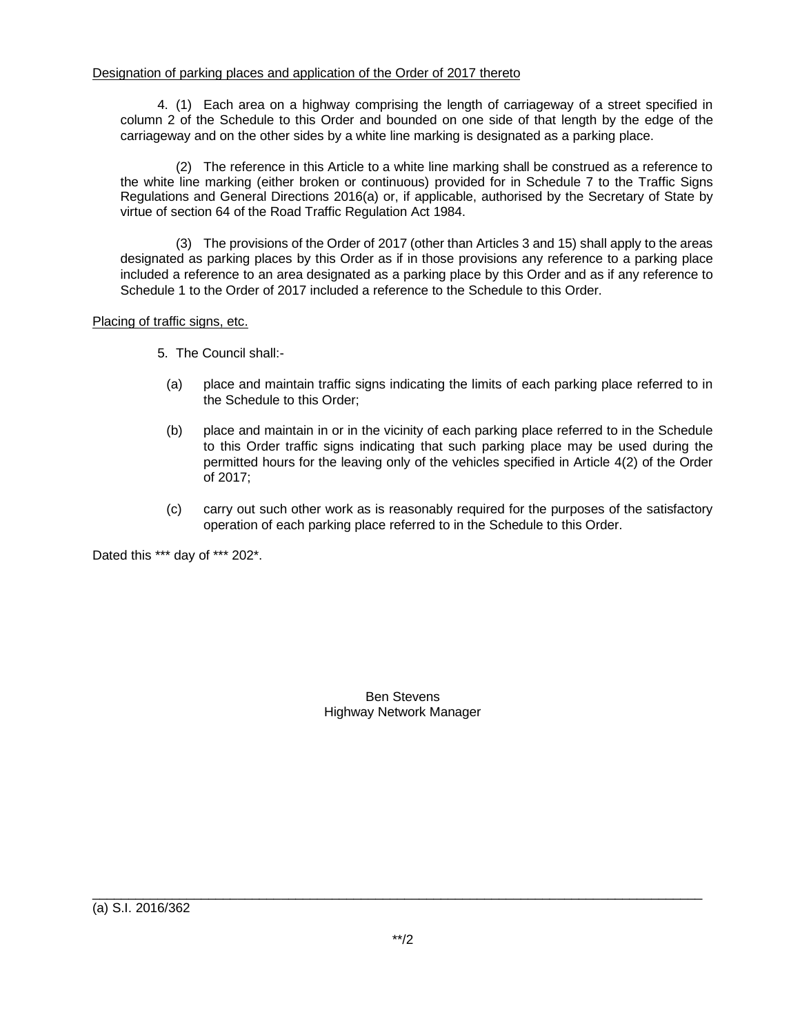Designation of parking places and application of the Order of 2017 thereto

4. (1) Each area on a highway comprising the length of carriageway of a street specified in column 2 of the Schedule to this Order and bounded on one side of that length by the edge of the carriageway and on the other sides by a white line marking is designated as a parking place.

(2) The reference in this Article to a white line marking shall be construed as a reference to the white line marking (either broken or continuous) provided for in Schedule 7 to the Traffic Signs Regulations and General Directions 2016(a) or, if applicable, authorised by the Secretary of State by virtue of section 64 of the Road Traffic Regulation Act 1984.

(3) The provisions of the Order of 2017 (other than Articles 3 and 15) shall apply to the areas designated as parking places by this Order as if in those provisions any reference to a parking place included a reference to an area designated as a parking place by this Order and as if any reference to Schedule 1 to the Order of 2017 included a reference to the Schedule to this Order.

Placing of traffic signs, etc.

5. The Council shall:-

(a) place and maintain traffic signs indicating the limits of each parking place referred to in the Schedule to this Order;

(b) place and maintain in or in the vicinity of each parking place referred to in the Schedule to this Order traffic signs indicating that such parking place may be used during the permitted hours for the leaving only of the vehicles specified in Article 4(2) of the Order of 2017;

(c) carry out such other work as is reasonably required for the purposes of the satisfactory operation of each parking place referred to in the Schedule to this Order.

Dated this *** day of *** 202*.

Ben Stevens
Highway Network Manager

---

(a) S.I. 2016/362

**/2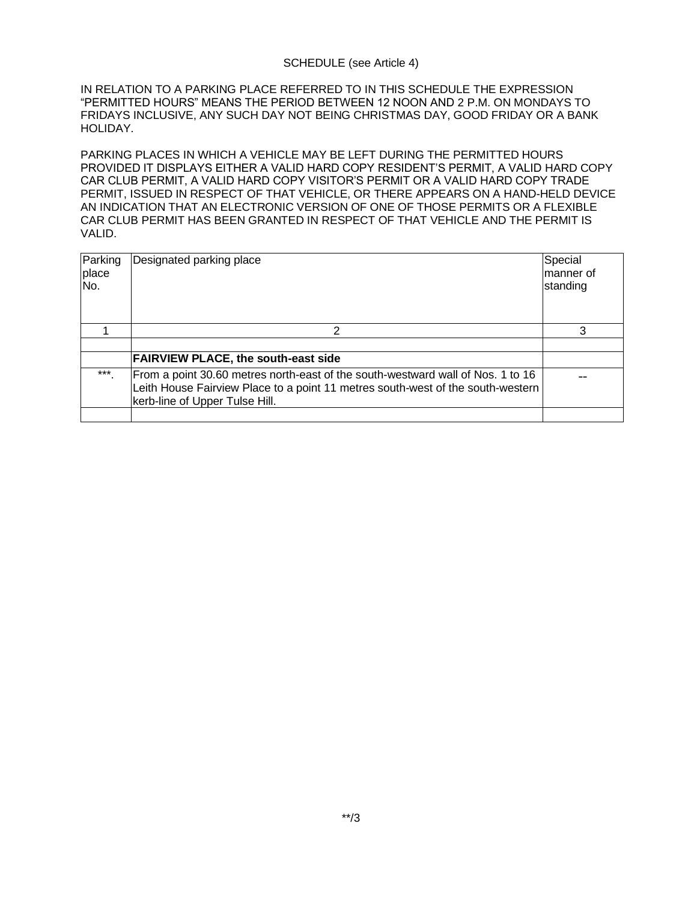SCHEDULE (see Article 4)

IN RELATION TO A PARKING PLACE REFERRED TO IN THIS SCHEDULE THE EXPRESSION "PERMITTED HOURS" MEANS THE PERIOD BETWEEN 12 NOON AND 2 P.M. ON MONDAYS TO FRIDAYS INCLUSIVE, ANY SUCH DAY NOT BEING CHRISTMAS DAY, GOOD FRIDAY OR A BANK HOLIDAY.

PARKING PLACES IN WHICH A VEHICLE MAY BE LEFT DURING THE PERMITTED HOURS PROVIDED IT DISPLAYS EITHER A VALID HARD COPY RESIDENT'S PERMIT, A VALID HARD COPY CAR CLUB PERMIT, A VALID HARD COPY VISITOR'S PERMIT OR A VALID HARD COPY TRADE PERMIT, ISSUED IN RESPECT OF THAT VEHICLE, OR THERE APPEARS ON A HAND-HELD DEVICE AN INDICATION THAT AN ELECTRONIC VERSION OF ONE OF THOSE PERMITS OR A FLEXIBLE CAR CLUB PERMIT HAS BEEN GRANTED IN RESPECT OF THAT VEHICLE AND THE PERMIT IS VALID.

| Parking place No. | Designated parking place | Special manner of standing |
|---|---|---|
| 1 | 2 | 3 |
| | | |
| | **FAIRVIEW PLACE, the south-east side** | |
| ***. | From a point 30.60 metres north-east of the south-westward wall of Nos. 1 to 16 Leith House Fairview Place to a point 11 metres south-west of the south-western kerb-line of Upper Tulse Hill. | -- |
| | | |